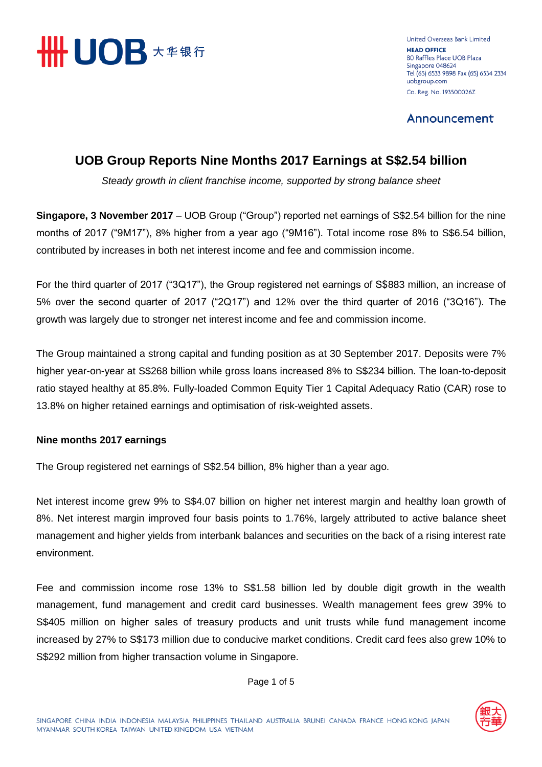United Overseas Bank Limited
**HEAD OFFICE**
80 Raffles Place UOB Plaza
Singapore 048624
Tel (65) 6533 9898 Fax (65) 6534 2334
uobgroup.com
Co. Reg. No. 193500026Z

Announcement

# UOB Group Reports Nine Months 2017 Earnings at S$2.54 billion

*Steady growth in client franchise income, supported by strong balance sheet*

**Singapore, 3 November 2017** – UOB Group ("Group") reported net earnings of S$2.54 billion for the nine months of 2017 ("9M17"), 8% higher from a year ago ("9M16"). Total income rose 8% to S$6.54 billion, contributed by increases in both net interest income and fee and commission income.

For the third quarter of 2017 ("3Q17"), the Group registered net earnings of S$883 million, an increase of 5% over the second quarter of 2017 ("2Q17") and 12% over the third quarter of 2016 ("3Q16"). The growth was largely due to stronger net interest income and fee and commission income.

The Group maintained a strong capital and funding position as at 30 September 2017. Deposits were 7% higher year-on-year at S$268 billion while gross loans increased 8% to S$234 billion. The loan-to-deposit ratio stayed healthy at 85.8%. Fully-loaded Common Equity Tier 1 Capital Adequacy Ratio (CAR) rose to 13.8% on higher retained earnings and optimisation of risk-weighted assets.

## Nine months 2017 earnings

The Group registered net earnings of S$2.54 billion, 8% higher than a year ago.

Net interest income grew 9% to S$4.07 billion on higher net interest margin and healthy loan growth of 8%. Net interest margin improved four basis points to 1.76%, largely attributed to active balance sheet management and higher yields from interbank balances and securities on the back of a rising interest rate environment.

Fee and commission income rose 13% to S$1.58 billion led by double digit growth in the wealth management, fund management and credit card businesses. Wealth management fees grew 39% to S$405 million on higher sales of treasury products and unit trusts while fund management income increased by 27% to S$173 million due to conducive market conditions. Credit card fees also grew 10% to S$292 million from higher transaction volume in Singapore.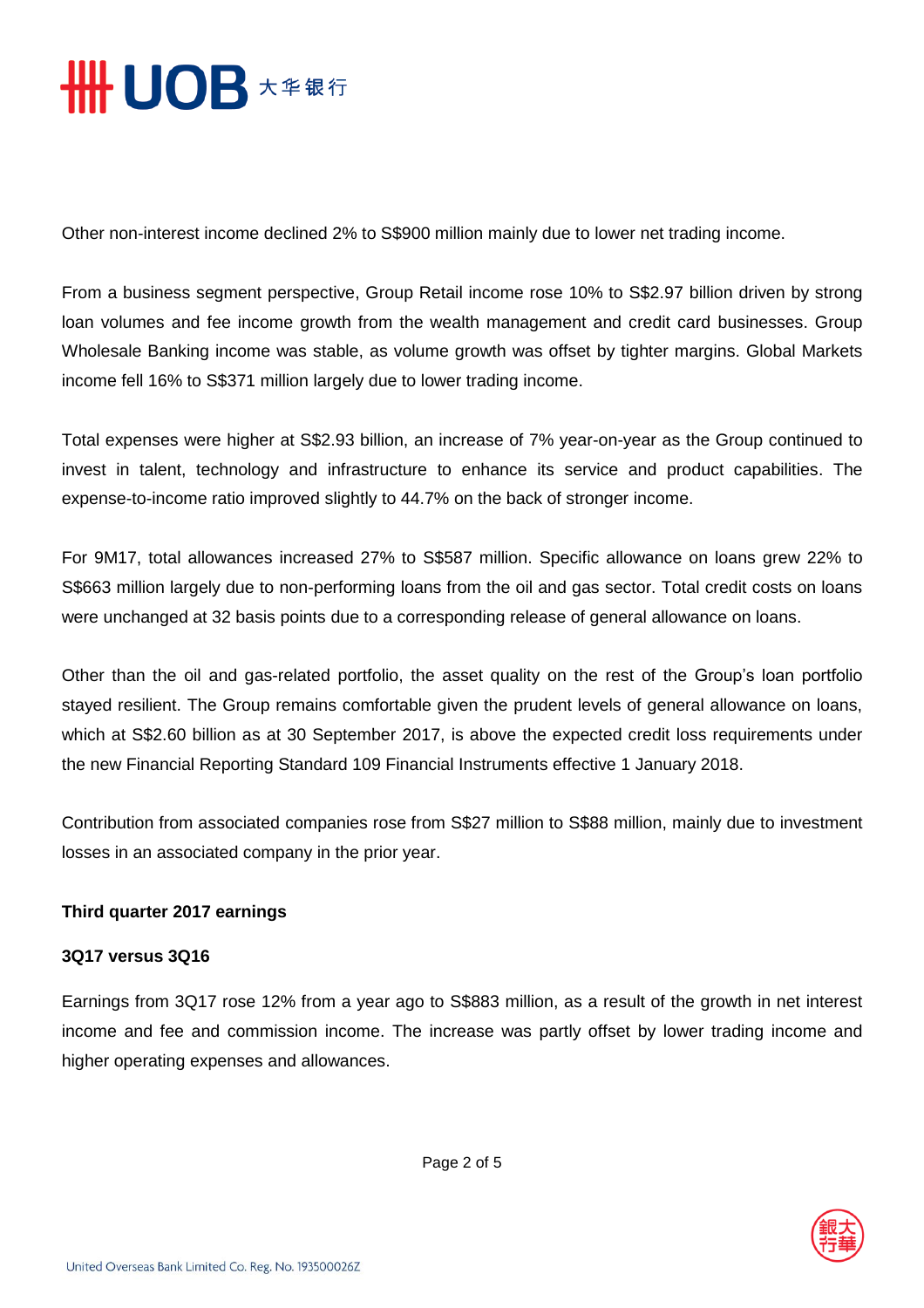Other non-interest income declined 2% to S$900 million mainly due to lower net trading income.

From a business segment perspective, Group Retail income rose 10% to S$2.97 billion driven by strong loan volumes and fee income growth from the wealth management and credit card businesses. Group Wholesale Banking income was stable, as volume growth was offset by tighter margins. Global Markets income fell 16% to S$371 million largely due to lower trading income.

Total expenses were higher at S$2.93 billion, an increase of 7% year-on-year as the Group continued to invest in talent, technology and infrastructure to enhance its service and product capabilities. The expense-to-income ratio improved slightly to 44.7% on the back of stronger income.

For 9M17, total allowances increased 27% to S$587 million. Specific allowance on loans grew 22% to S$663 million largely due to non-performing loans from the oil and gas sector. Total credit costs on loans were unchanged at 32 basis points due to a corresponding release of general allowance on loans.

Other than the oil and gas-related portfolio, the asset quality on the rest of the Group's loan portfolio stayed resilient. The Group remains comfortable given the prudent levels of general allowance on loans, which at S$2.60 billion as at 30 September 2017, is above the expected credit loss requirements under the new Financial Reporting Standard 109 Financial Instruments effective 1 January 2018.

Contribution from associated companies rose from S$27 million to S$88 million, mainly due to investment losses in an associated company in the prior year.

**Third quarter 2017 earnings**

**3Q17 versus 3Q16**

Earnings from 3Q17 rose 12% from a year ago to S$883 million, as a result of the growth in net interest income and fee and commission income. The increase was partly offset by lower trading income and higher operating expenses and allowances.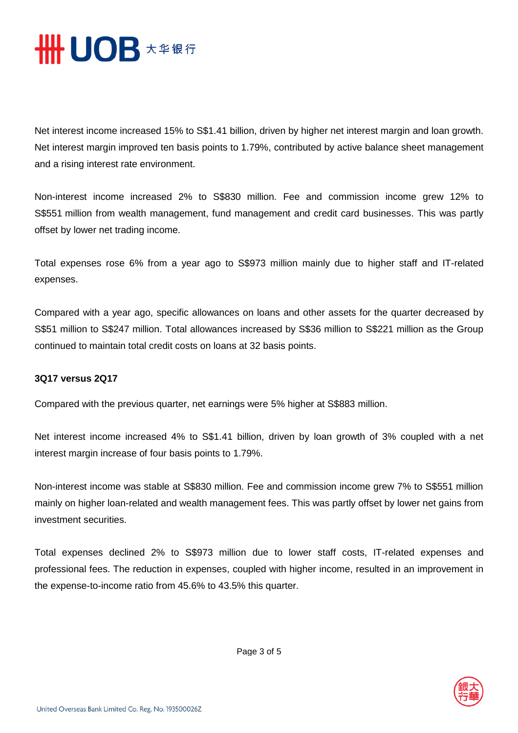Net interest income increased 15% to S$1.41 billion, driven by higher net interest margin and loan growth. Net interest margin improved ten basis points to 1.79%, contributed by active balance sheet management and a rising interest rate environment.

Non-interest income increased 2% to S$830 million. Fee and commission income grew 12% to S$551 million from wealth management, fund management and credit card businesses. This was partly offset by lower net trading income.

Total expenses rose 6% from a year ago to S$973 million mainly due to higher staff and IT-related expenses.

Compared with a year ago, specific allowances on loans and other assets for the quarter decreased by S$51 million to S$247 million. Total allowances increased by S$36 million to S$221 million as the Group continued to maintain total credit costs on loans at 32 basis points.

**3Q17 versus 2Q17**

Compared with the previous quarter, net earnings were 5% higher at S$883 million.

Net interest income increased 4% to S$1.41 billion, driven by loan growth of 3% coupled with a net interest margin increase of four basis points to 1.79%.

Non-interest income was stable at S$830 million. Fee and commission income grew 7% to S$551 million mainly on higher loan-related and wealth management fees. This was partly offset by lower net gains from investment securities.

Total expenses declined 2% to S$973 million due to lower staff costs, IT-related expenses and professional fees. The reduction in expenses, coupled with higher income, resulted in an improvement in the expense-to-income ratio from 45.6% to 43.5% this quarter.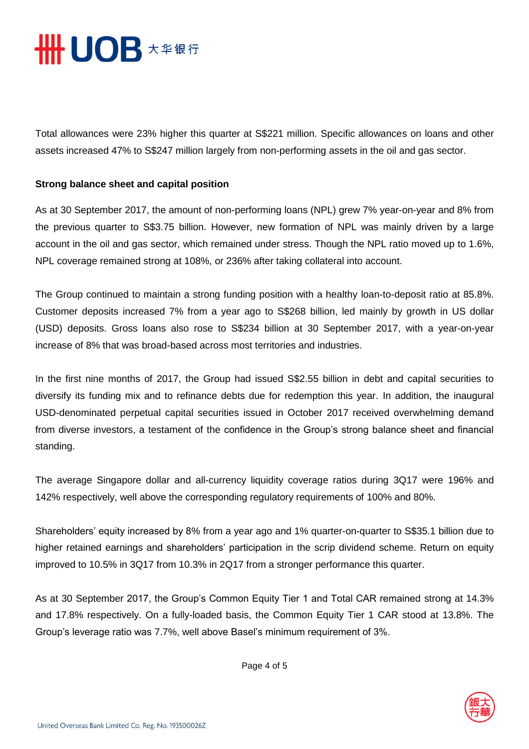Total allowances were 23% higher this quarter at S$221 million. Specific allowances on loans and other assets increased 47% to S$247 million largely from non-performing assets in the oil and gas sector.

**Strong balance sheet and capital position**

As at 30 September 2017, the amount of non-performing loans (NPL) grew 7% year-on-year and 8% from the previous quarter to S$3.75 billion. However, new formation of NPL was mainly driven by a large account in the oil and gas sector, which remained under stress. Though the NPL ratio moved up to 1.6%, NPL coverage remained strong at 108%, or 236% after taking collateral into account.

The Group continued to maintain a strong funding position with a healthy loan-to-deposit ratio at 85.8%. Customer deposits increased 7% from a year ago to S$268 billion, led mainly by growth in US dollar (USD) deposits. Gross loans also rose to S$234 billion at 30 September 2017, with a year-on-year increase of 8% that was broad-based across most territories and industries.

In the first nine months of 2017, the Group had issued S$2.55 billion in debt and capital securities to diversify its funding mix and to refinance debts due for redemption this year. In addition, the inaugural USD-denominated perpetual capital securities issued in October 2017 received overwhelming demand from diverse investors, a testament of the confidence in the Group's strong balance sheet and financial standing.

The average Singapore dollar and all-currency liquidity coverage ratios during 3Q17 were 196% and 142% respectively, well above the corresponding regulatory requirements of 100% and 80%.

Shareholders' equity increased by 8% from a year ago and 1% quarter-on-quarter to S$35.1 billion due to higher retained earnings and shareholders' participation in the scrip dividend scheme. Return on equity improved to 10.5% in 3Q17 from 10.3% in 2Q17 from a stronger performance this quarter.

As at 30 September 2017, the Group's Common Equity Tier 1 and Total CAR remained strong at 14.3% and 17.8% respectively. On a fully-loaded basis, the Common Equity Tier 1 CAR stood at 13.8%. The Group's leverage ratio was 7.7%, well above Basel's minimum requirement of 3%.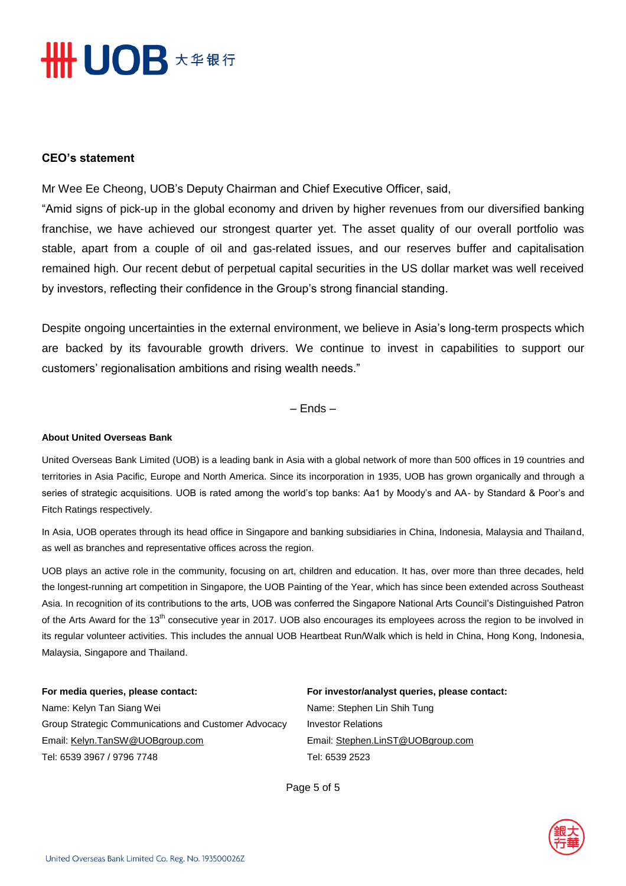**CEO's statement**

Mr Wee Ee Cheong, UOB's Deputy Chairman and Chief Executive Officer, said,

"Amid signs of pick-up in the global economy and driven by higher revenues from our diversified banking franchise, we have achieved our strongest quarter yet. The asset quality of our overall portfolio was stable, apart from a couple of oil and gas-related issues, and our reserves buffer and capitalisation remained high. Our recent debut of perpetual capital securities in the US dollar market was well received by investors, reflecting their confidence in the Group's strong financial standing.

Despite ongoing uncertainties in the external environment, we believe in Asia's long-term prospects which are backed by its favourable growth drivers. We continue to invest in capabilities to support our customers' regionalisation ambitions and rising wealth needs."

– Ends –

**About United Overseas Bank**

United Overseas Bank Limited (UOB) is a leading bank in Asia with a global network of more than 500 offices in 19 countries and territories in Asia Pacific, Europe and North America. Since its incorporation in 1935, UOB has grown organically and through a series of strategic acquisitions. UOB is rated among the world's top banks: Aa1 by Moody's and AA- by Standard & Poor's and Fitch Ratings respectively.

In Asia, UOB operates through its head office in Singapore and banking subsidiaries in China, Indonesia, Malaysia and Thailand, as well as branches and representative offices across the region.

UOB plays an active role in the community, focusing on art, children and education. It has, over more than three decades, held the longest-running art competition in Singapore, the UOB Painting of the Year, which has since been extended across Southeast Asia. In recognition of its contributions to the arts, UOB was conferred the Singapore National Arts Council's Distinguished Patron of the Arts Award for the 13th consecutive year in 2017. UOB also encourages its employees across the region to be involved in its regular volunteer activities. This includes the annual UOB Heartbeat Run/Walk which is held in China, Hong Kong, Indonesia, Malaysia, Singapore and Thailand.

**For media queries, please contact:**
Name: Kelyn Tan Siang Wei
Group Strategic Communications and Customer Advocacy
Email: Kelyn.TanSW@UOBgroup.com
Tel: 6539 3967 / 9796 7748

**For investor/analyst queries, please contact:**
Name: Stephen Lin Shih Tung
Investor Relations
Email: Stephen.LinST@UOBgroup.com
Tel: 6539 2523